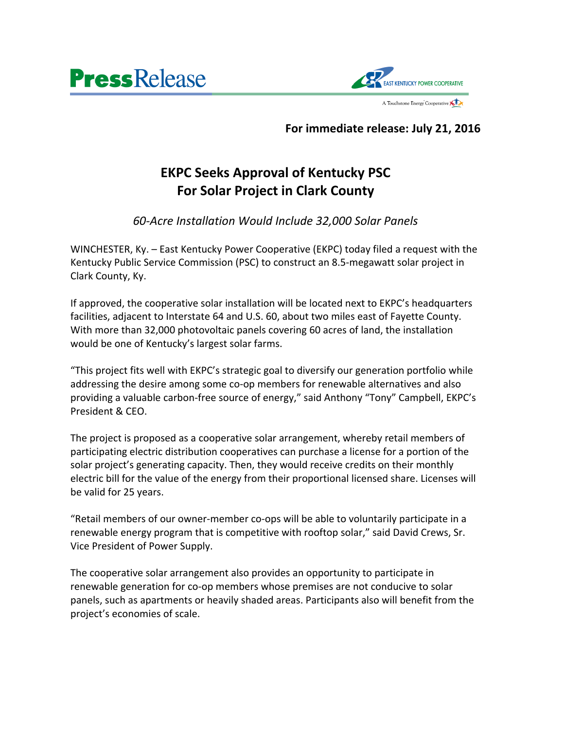**PressRelease**

EAST KENTUCKY POWER COOPERATIVE

A Touchstone Energy Cooperative

**For immediate release: July 21, 2016**

# EKPC Seeks Approval of Kentucky PSC For Solar Project in Clark County

*60-Acre Installation Would Include 32,000 Solar Panels*

WINCHESTER, Ky. – East Kentucky Power Cooperative (EKPC) today filed a request with the Kentucky Public Service Commission (PSC) to construct an 8.5-megawatt solar project in Clark County, Ky.

If approved, the cooperative solar installation will be located next to EKPC's headquarters facilities, adjacent to Interstate 64 and U.S. 60, about two miles east of Fayette County. With more than 32,000 photovoltaic panels covering 60 acres of land, the installation would be one of Kentucky's largest solar farms.

"This project fits well with EKPC's strategic goal to diversify our generation portfolio while addressing the desire among some co-op members for renewable alternatives and also providing a valuable carbon-free source of energy," said Anthony "Tony" Campbell, EKPC's President & CEO.

The project is proposed as a cooperative solar arrangement, whereby retail members of participating electric distribution cooperatives can purchase a license for a portion of the solar project's generating capacity. Then, they would receive credits on their monthly electric bill for the value of the energy from their proportional licensed share. Licenses will be valid for 25 years.

"Retail members of our owner-member co-ops will be able to voluntarily participate in a renewable energy program that is competitive with rooftop solar," said David Crews, Sr. Vice President of Power Supply.

The cooperative solar arrangement also provides an opportunity to participate in renewable generation for co-op members whose premises are not conducive to solar panels, such as apartments or heavily shaded areas. Participants also will benefit from the project's economies of scale.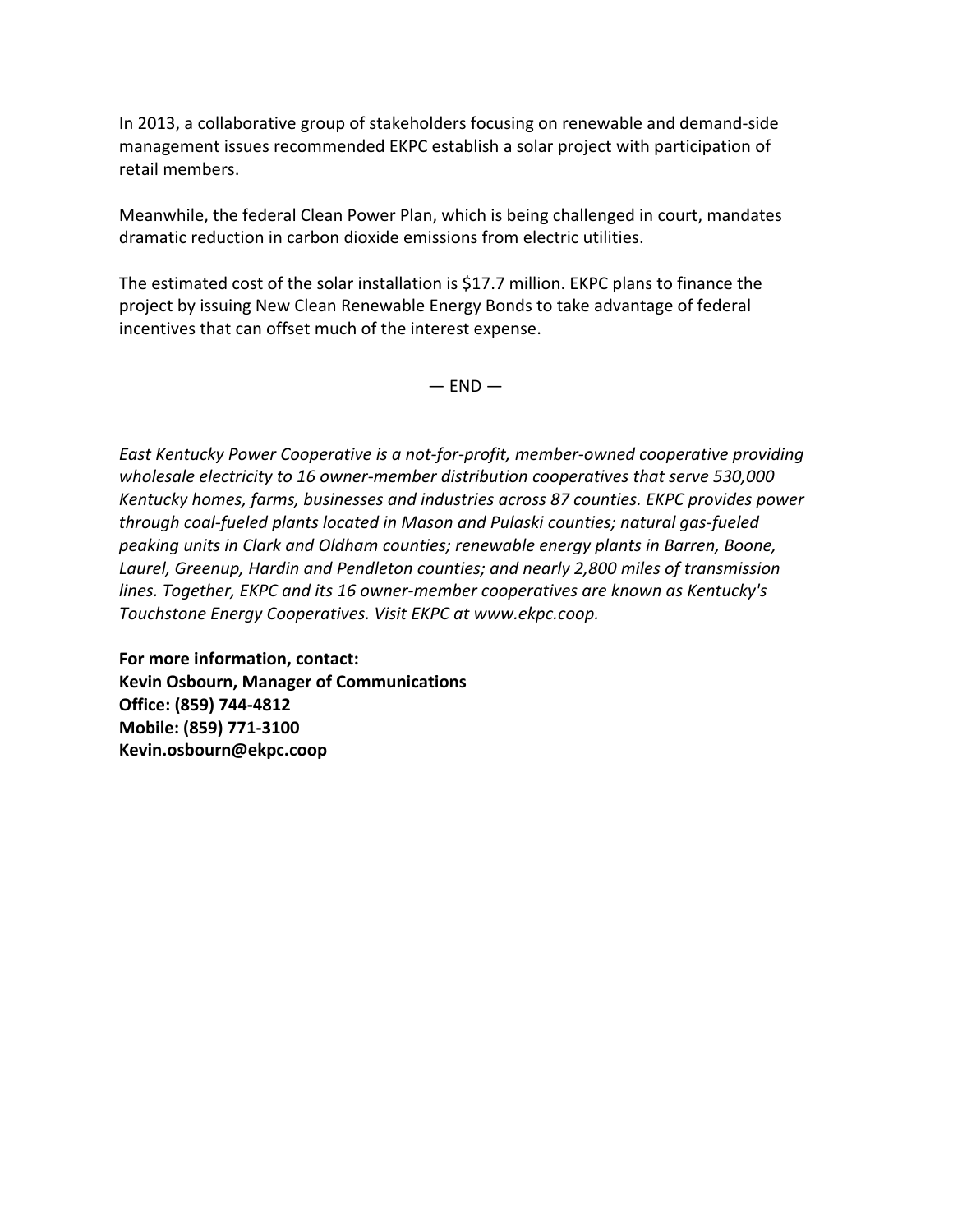In 2013, a collaborative group of stakeholders focusing on renewable and demand-side management issues recommended EKPC establish a solar project with participation of retail members.

Meanwhile, the federal Clean Power Plan, which is being challenged in court, mandates dramatic reduction in carbon dioxide emissions from electric utilities.

The estimated cost of the solar installation is $17.7 million. EKPC plans to finance the project by issuing New Clean Renewable Energy Bonds to take advantage of federal incentives that can offset much of the interest expense.

— END —

*East Kentucky Power Cooperative is a not-for-profit, member-owned cooperative providing wholesale electricity to 16 owner-member distribution cooperatives that serve 530,000 Kentucky homes, farms, businesses and industries across 87 counties. EKPC provides power through coal-fueled plants located in Mason and Pulaski counties; natural gas-fueled peaking units in Clark and Oldham counties; renewable energy plants in Barren, Boone, Laurel, Greenup, Hardin and Pendleton counties; and nearly 2,800 miles of transmission lines. Together, EKPC and its 16 owner-member cooperatives are known as Kentucky's Touchstone Energy Cooperatives. Visit EKPC at www.ekpc.coop.*

**For more information, contact:**
**Kevin Osbourn, Manager of Communications**
**Office: (859) 744-4812**
**Mobile: (859) 771-3100**
**Kevin.osbourn@ekpc.coop**